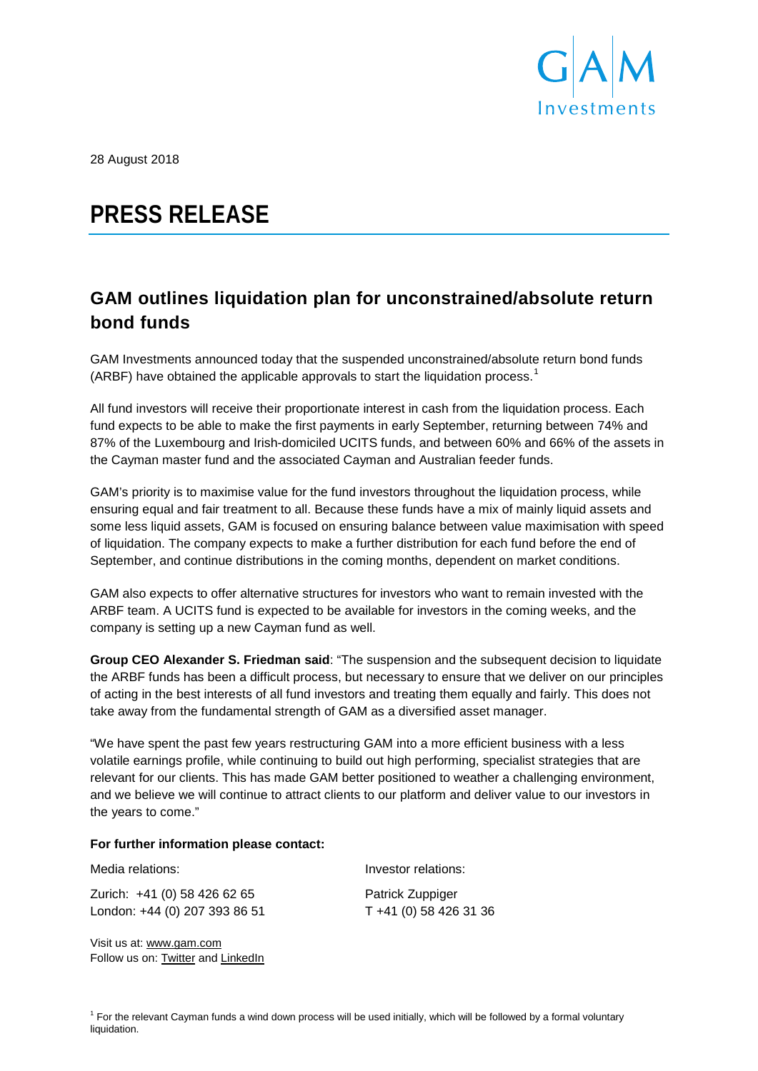28 August 2018

# PRESS RELEASE

## GAM outlines liquidation plan for unconstrained/absolute return bond funds

GAM Investments announced today that the suspended unconstrained/absolute return bond funds (ARBF) have obtained the applicable approvals to start the liquidation process.[1]

All fund investors will receive their proportionate interest in cash from the liquidation process. Each fund expects to be able to make the first payments in early September, returning between 74% and 87% of the Luxembourg and Irish-domiciled UCITS funds, and between 60% and 66% of the assets in the Cayman master fund and the associated Cayman and Australian feeder funds.

GAM's priority is to maximise value for the fund investors throughout the liquidation process, while ensuring equal and fair treatment to all. Because these funds have a mix of mainly liquid assets and some less liquid assets, GAM is focused on ensuring balance between value maximisation with speed of liquidation. The company expects to make a further distribution for each fund before the end of September, and continue distributions in the coming months, dependent on market conditions.

GAM also expects to offer alternative structures for investors who want to remain invested with the ARBF team. A UCITS fund is expected to be available for investors in the coming weeks, and the company is setting up a new Cayman fund as well.

**Group CEO Alexander S. Friedman said**: "The suspension and the subsequent decision to liquidate the ARBF funds has been a difficult process, but necessary to ensure that we deliver on our principles of acting in the best interests of all fund investors and treating them equally and fairly. This does not take away from the fundamental strength of GAM as a diversified asset manager.

"We have spent the past few years restructuring GAM into a more efficient business with a less volatile earnings profile, while continuing to build out high performing, specialist strategies that are relevant for our clients. This has made GAM better positioned to weather a challenging environment, and we believe we will continue to attract clients to our platform and deliver value to our investors in the years to come."

**For further information please contact:**

Media relations:

Zurich: +41 (0) 58 426 62 65
London: +44 (0) 207 393 86 51

Investor relations:

Patrick Zuppiger
T +41 (0) 58 426 31 36

Visit us at: www.gam.com
Follow us on: Twitter and LinkedIn

[1] For the relevant Cayman funds a wind down process will be used initially, which will be followed by a formal voluntary liquidation.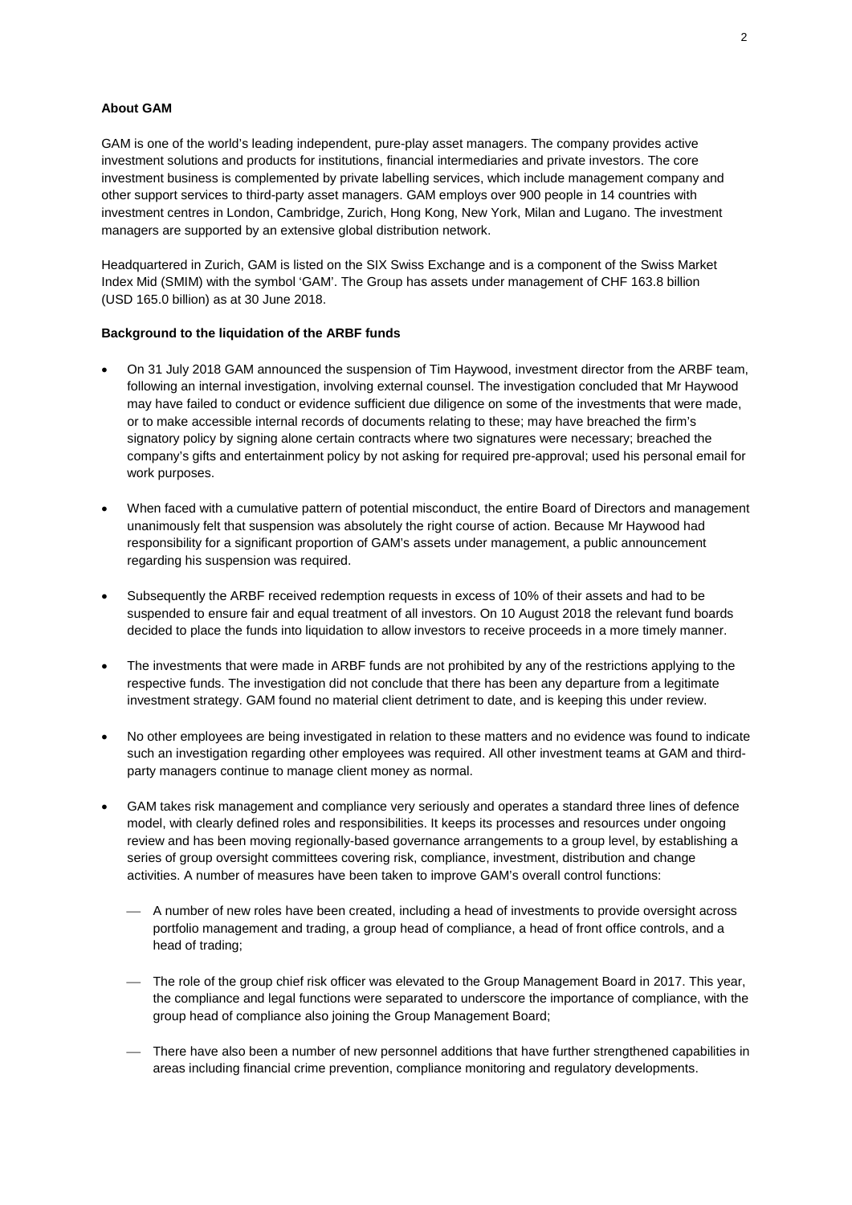**About GAM**

GAM is one of the world's leading independent, pure-play asset managers. The company provides active investment solutions and products for institutions, financial intermediaries and private investors. The core investment business is complemented by private labelling services, which include management company and other support services to third-party asset managers. GAM employs over 900 people in 14 countries with investment centres in London, Cambridge, Zurich, Hong Kong, New York, Milan and Lugano. The investment managers are supported by an extensive global distribution network.

Headquartered in Zurich, GAM is listed on the SIX Swiss Exchange and is a component of the Swiss Market Index Mid (SMIM) with the symbol 'GAM'. The Group has assets under management of CHF 163.8 billion (USD 165.0 billion) as at 30 June 2018.

**Background to the liquidation of the ARBF funds**

- On 31 July 2018 GAM announced the suspension of Tim Haywood, investment director from the ARBF team, following an internal investigation, involving external counsel. The investigation concluded that Mr Haywood may have failed to conduct or evidence sufficient due diligence on some of the investments that were made, or to make accessible internal records of documents relating to these; may have breached the firm's signatory policy by signing alone certain contracts where two signatures were necessary; breached the company's gifts and entertainment policy by not asking for required pre-approval; used his personal email for work purposes.

- When faced with a cumulative pattern of potential misconduct, the entire Board of Directors and management unanimously felt that suspension was absolutely the right course of action. Because Mr Haywood had responsibility for a significant proportion of GAM's assets under management, a public announcement regarding his suspension was required.

- Subsequently the ARBF received redemption requests in excess of 10% of their assets and had to be suspended to ensure fair and equal treatment of all investors. On 10 August 2018 the relevant fund boards decided to place the funds into liquidation to allow investors to receive proceeds in a more timely manner.

- The investments that were made in ARBF funds are not prohibited by any of the restrictions applying to the respective funds. The investigation did not conclude that there has been any departure from a legitimate investment strategy. GAM found no material client detriment to date, and is keeping this under review.

- No other employees are being investigated in relation to these matters and no evidence was found to indicate such an investigation regarding other employees was required. All other investment teams at GAM and third-party managers continue to manage client money as normal.

- GAM takes risk management and compliance very seriously and operates a standard three lines of defence model, with clearly defined roles and responsibilities. It keeps its processes and resources under ongoing review and has been moving regionally-based governance arrangements to a group level, by establishing a series of group oversight committees covering risk, compliance, investment, distribution and change activities. A number of measures have been taken to improve GAM's overall control functions:

  - A number of new roles have been created, including a head of investments to provide oversight across portfolio management and trading, a group head of compliance, a head of front office controls, and a head of trading;

  - The role of the group chief risk officer was elevated to the Group Management Board in 2017. This year, the compliance and legal functions were separated to underscore the importance of compliance, with the group head of compliance also joining the Group Management Board;

  - There have also been a number of new personnel additions that have further strengthened capabilities in areas including financial crime prevention, compliance monitoring and regulatory developments.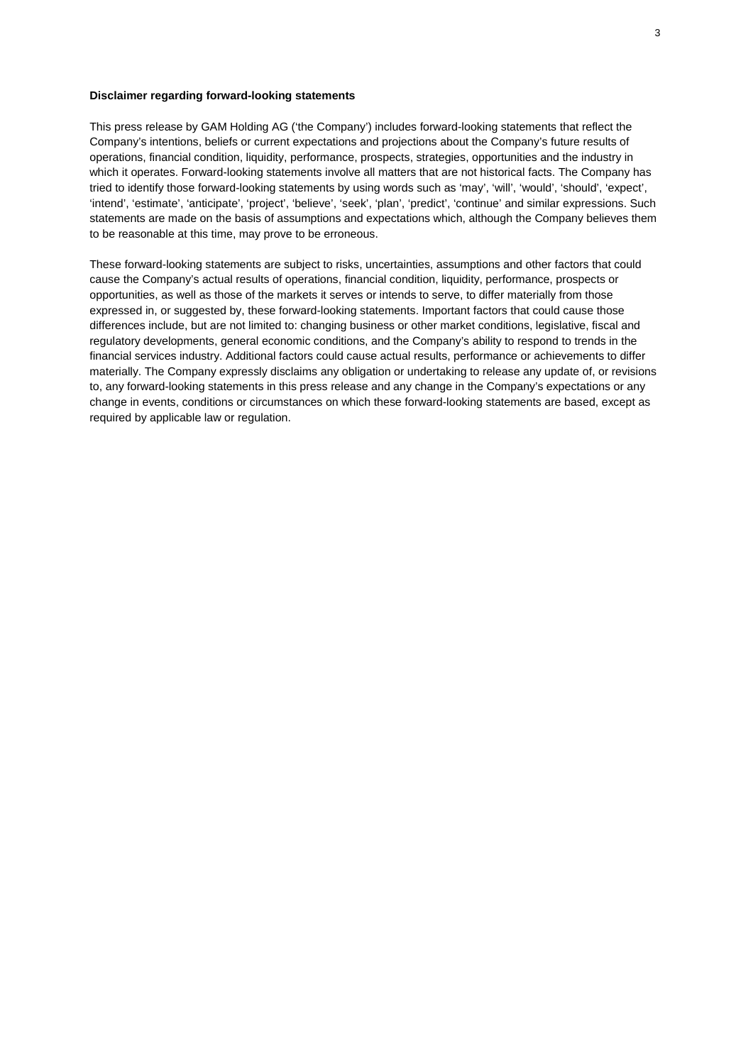**Disclaimer regarding forward-looking statements**

This press release by GAM Holding AG ('the Company') includes forward-looking statements that reflect the Company's intentions, beliefs or current expectations and projections about the Company's future results of operations, financial condition, liquidity, performance, prospects, strategies, opportunities and the industry in which it operates. Forward-looking statements involve all matters that are not historical facts. The Company has tried to identify those forward-looking statements by using words such as 'may', 'will', 'would', 'should', 'expect', 'intend', 'estimate', 'anticipate', 'project', 'believe', 'seek', 'plan', 'predict', 'continue' and similar expressions. Such statements are made on the basis of assumptions and expectations which, although the Company believes them to be reasonable at this time, may prove to be erroneous.

These forward-looking statements are subject to risks, uncertainties, assumptions and other factors that could cause the Company's actual results of operations, financial condition, liquidity, performance, prospects or opportunities, as well as those of the markets it serves or intends to serve, to differ materially from those expressed in, or suggested by, these forward-looking statements. Important factors that could cause those differences include, but are not limited to: changing business or other market conditions, legislative, fiscal and regulatory developments, general economic conditions, and the Company's ability to respond to trends in the financial services industry. Additional factors could cause actual results, performance or achievements to differ materially. The Company expressly disclaims any obligation or undertaking to release any update of, or revisions to, any forward-looking statements in this press release and any change in the Company's expectations or any change in events, conditions or circumstances on which these forward-looking statements are based, except as required by applicable law or regulation.